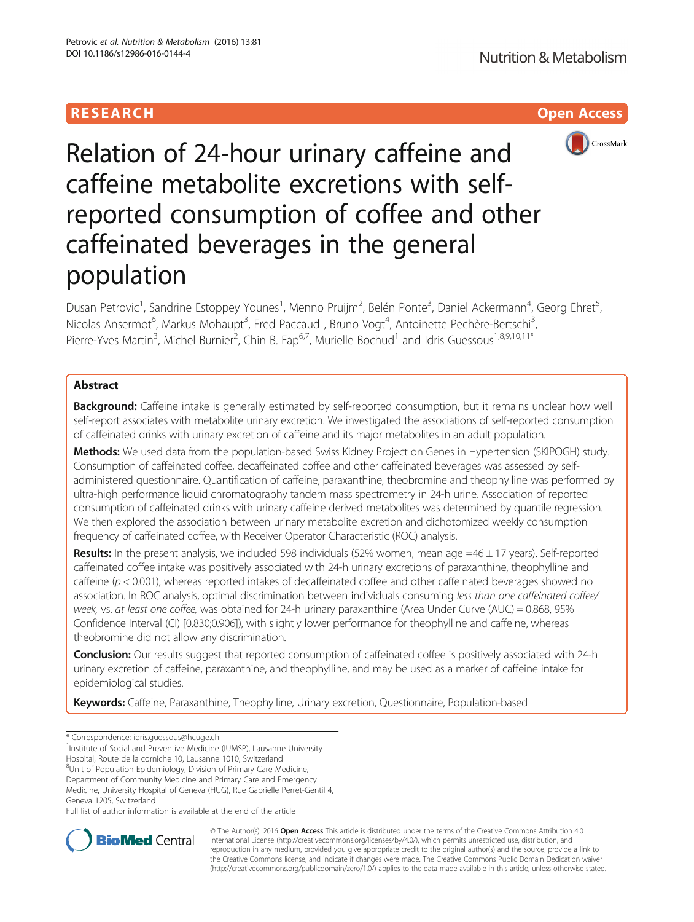RESEARCH Open Access

# Relation of 24-hour urinary caffeine and caffeine metabolite excretions with self-reported consumption of coffee and other caffeinated beverages in the general population

Dusan Petrovic[1], Sandrine Estoppey Younes[1], Menno Pruijm[2], Belén Ponte[3], Daniel Ackermann[4], Georg Ehret[5], Nicolas Ansermot[6], Markus Mohaupt[3], Fred Paccaud[1], Bruno Vogt[4], Antoinette Pechère-Bertschi[3], Pierre-Yves Martin[3], Michel Burnier[2], Chin B. Eap[6,7], Murielle Bochud[1] and Idris Guessous[1,8,9,10,11*]

## Abstract

**Background:** Caffeine intake is generally estimated by self-reported consumption, but it remains unclear how well self-report associates with metabolite urinary excretion. We investigated the associations of self-reported consumption of caffeinated drinks with urinary excretion of caffeine and its major metabolites in an adult population.

**Methods:** We used data from the population-based Swiss Kidney Project on Genes in Hypertension (SKIPOGH) study. Consumption of caffeinated coffee, decaffeinated coffee and other caffeinated beverages was assessed by self-administered questionnaire. Quantification of caffeine, paraxanthine, theobromine and theophylline was performed by ultra-high performance liquid chromatography tandem mass spectrometry in 24-h urine. Association of reported consumption of caffeinated drinks with urinary caffeine derived metabolites was determined by quantile regression. We then explored the association between urinary metabolite excretion and dichotomized weekly consumption frequency of caffeinated coffee, with Receiver Operator Characteristic (ROC) analysis.

**Results:** In the present analysis, we included 598 individuals (52% women, mean age =46 ± 17 years). Self-reported caffeinated coffee intake was positively associated with 24-h urinary excretions of paraxanthine, theophylline and caffeine ($p < 0.001$), whereas reported intakes of decaffeinated coffee and other caffeinated beverages showed no association. In ROC analysis, optimal discrimination between individuals consuming *less than one caffeinated coffee/week*, vs. *at least one coffee*, was obtained for 24-h urinary paraxanthine (Area Under Curve (AUC) = 0.868, 95% Confidence Interval (CI) [0.830;0.906]), with slightly lower performance for theophylline and caffeine, whereas theobromine did not allow any discrimination.

**Conclusion:** Our results suggest that reported consumption of caffeinated coffee is positively associated with 24-h urinary excretion of caffeine, paraxanthine, and theophylline, and may be used as a marker of caffeine intake for epidemiological studies.

**Keywords:** Caffeine, Paraxanthine, Theophylline, Urinary excretion, Questionnaire, Population-based

---

\* Correspondence: idris.guessous@hcuge.ch

[1]Institute of Social and Preventive Medicine (IUMSP), Lausanne University Hospital, Route de la corniche 10, Lausanne 1010, Switzerland

[8]Unit of Population Epidemiology, Division of Primary Care Medicine, Department of Community Medicine and Primary Care and Emergency Medicine, University Hospital of Geneva (HUG), Rue Gabrielle Perret-Gentil 4, Geneva 1205, Switzerland

Full list of author information is available at the end of the article

© The Author(s). 2016 **Open Access** This article is distributed under the terms of the Creative Commons Attribution 4.0 International License (http://creativecommons.org/licenses/by/4.0/), which permits unrestricted use, distribution, and reproduction in any medium, provided you give appropriate credit to the original author(s) and the source, provide a link to the Creative Commons license, and indicate if changes were made. The Creative Commons Public Domain Dedication waiver (http://creativecommons.org/publicdomain/zero/1.0/) applies to the data made available in this article, unless otherwise stated.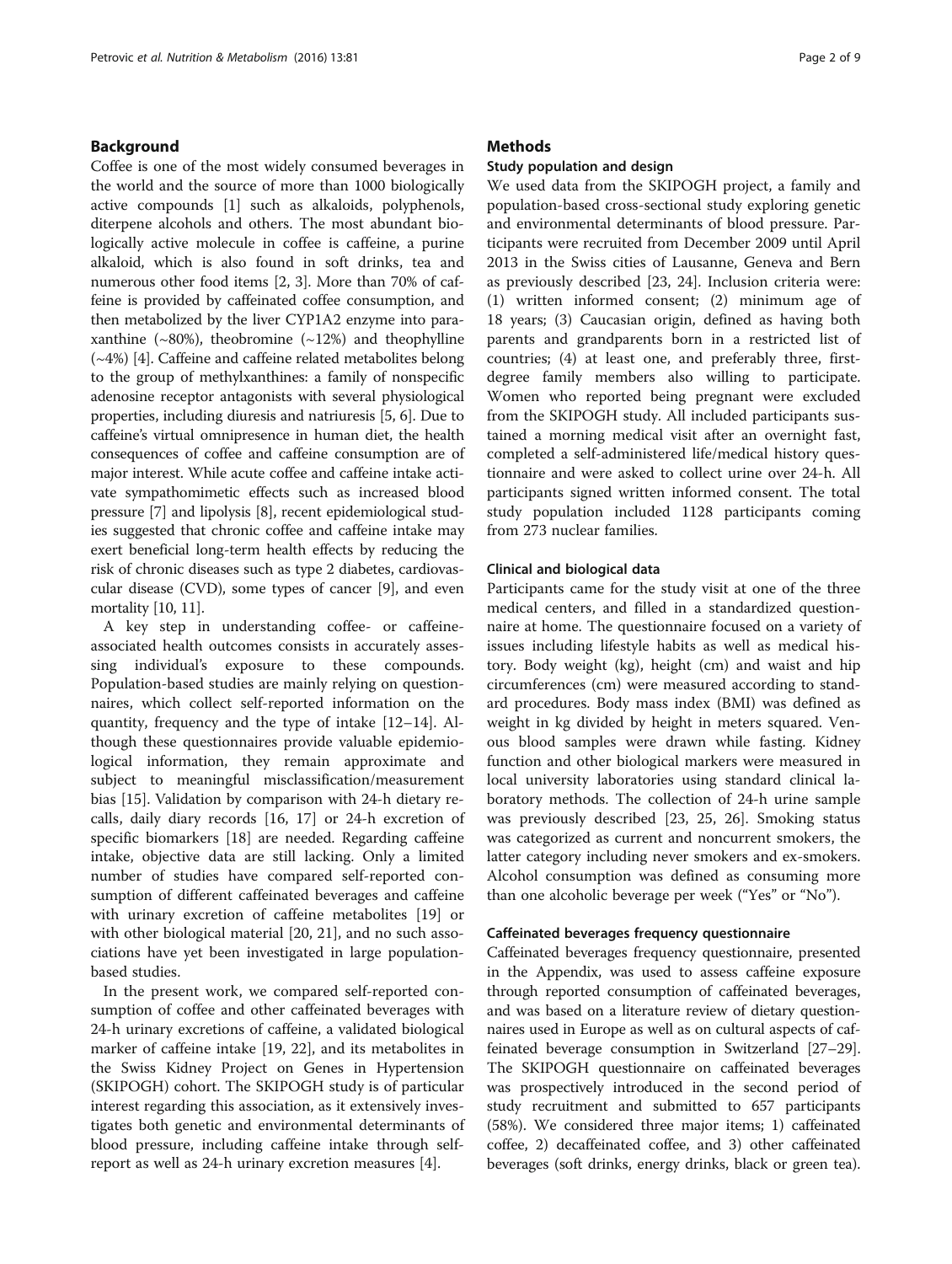## Background

Coffee is one of the most widely consumed beverages in the world and the source of more than 1000 biologically active compounds [1] such as alkaloids, polyphenols, diterpene alcohols and others. The most abundant biologically active molecule in coffee is caffeine, a purine alkaloid, which is also found in soft drinks, tea and numerous other food items [2, 3]. More than 70% of caffeine is provided by caffeinated coffee consumption, and then metabolized by the liver CYP1A2 enzyme into paraxanthine (~80%), theobromine (~12%) and theophylline (~4%) [4]. Caffeine and caffeine related metabolites belong to the group of methylxanthines: a family of nonspecific adenosine receptor antagonists with several physiological properties, including diuresis and natriuresis [5, 6]. Due to caffeine's virtual omnipresence in human diet, the health consequences of coffee and caffeine consumption are of major interest. While acute coffee and caffeine intake activate sympathomimetic effects such as increased blood pressure [7] and lipolysis [8], recent epidemiological studies suggested that chronic coffee and caffeine intake may exert beneficial long-term health effects by reducing the risk of chronic diseases such as type 2 diabetes, cardiovascular disease (CVD), some types of cancer [9], and even mortality [10, 11].

A key step in understanding coffee- or caffeine-associated health outcomes consists in accurately assessing individual's exposure to these compounds. Population-based studies are mainly relying on questionnaires, which collect self-reported information on the quantity, frequency and the type of intake [12–14]. Although these questionnaires provide valuable epidemiological information, they remain approximate and subject to meaningful misclassification/measurement bias [15]. Validation by comparison with 24-h dietary recalls, daily diary records [16, 17] or 24-h excretion of specific biomarkers [18] are needed. Regarding caffeine intake, objective data are still lacking. Only a limited number of studies have compared self-reported consumption of different caffeinated beverages and caffeine with urinary excretion of caffeine metabolites [19] or with other biological material [20, 21], and no such associations have yet been investigated in large population-based studies.

In the present work, we compared self-reported consumption of coffee and other caffeinated beverages with 24-h urinary excretions of caffeine, a validated biological marker of caffeine intake [19, 22], and its metabolites in the Swiss Kidney Project on Genes in Hypertension (SKIPOGH) cohort. The SKIPOGH study is of particular interest regarding this association, as it extensively investigates both genetic and environmental determinants of blood pressure, including caffeine intake through self-report as well as 24-h urinary excretion measures [4].

## Methods

### Study population and design

We used data from the SKIPOGH project, a family and population-based cross-sectional study exploring genetic and environmental determinants of blood pressure. Participants were recruited from December 2009 until April 2013 in the Swiss cities of Lausanne, Geneva and Bern as previously described [23, 24]. Inclusion criteria were: (1) written informed consent; (2) minimum age of 18 years; (3) Caucasian origin, defined as having both parents and grandparents born in a restricted list of countries; (4) at least one, and preferably three, first-degree family members also willing to participate. Women who reported being pregnant were excluded from the SKIPOGH study. All included participants sustained a morning medical visit after an overnight fast, completed a self-administered life/medical history questionnaire and were asked to collect urine over 24-h. All participants signed written informed consent. The total study population included 1128 participants coming from 273 nuclear families.

### Clinical and biological data

Participants came for the study visit at one of the three medical centers, and filled in a standardized questionnaire at home. The questionnaire focused on a variety of issues including lifestyle habits as well as medical history. Body weight (kg), height (cm) and waist and hip circumferences (cm) were measured according to standard procedures. Body mass index (BMI) was defined as weight in kg divided by height in meters squared. Venous blood samples were drawn while fasting. Kidney function and other biological markers were measured in local university laboratories using standard clinical laboratory methods. The collection of 24-h urine sample was previously described [23, 25, 26]. Smoking status was categorized as current and noncurrent smokers, the latter category including never smokers and ex-smokers. Alcohol consumption was defined as consuming more than one alcoholic beverage per week ("Yes" or "No").

### Caffeinated beverages frequency questionnaire

Caffeinated beverages frequency questionnaire, presented in the Appendix, was used to assess caffeine exposure through reported consumption of caffeinated beverages, and was based on a literature review of dietary questionnaires used in Europe as well as on cultural aspects of caffeinated beverage consumption in Switzerland [27–29]. The SKIPOGH questionnaire on caffeinated beverages was prospectively introduced in the second period of study recruitment and submitted to 657 participants (58%). We considered three major items; 1) caffeinated coffee, 2) decaffeinated coffee, and 3) other caffeinated beverages (soft drinks, energy drinks, black or green tea).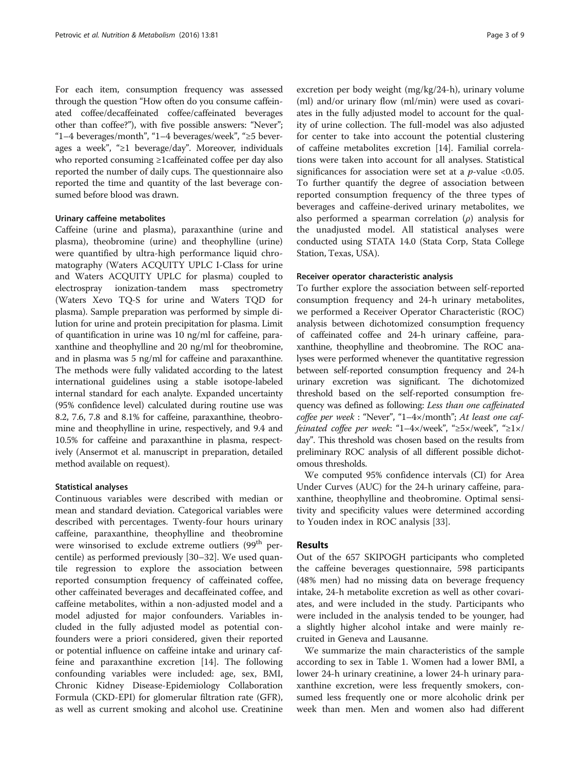For each item, consumption frequency was assessed through the question "How often do you consume caffeinated coffee/decaffeinated coffee/caffeinated beverages other than coffee?"), with five possible answers: "Never"; "1–4 beverages/month", "1–4 beverages/week", "≥5 beverages a week", "≥1 beverage/day". Moreover, individuals who reported consuming ≥1caffeinated coffee per day also reported the number of daily cups. The questionnaire also reported the time and quantity of the last beverage consumed before blood was drawn.

### Urinary caffeine metabolites

Caffeine (urine and plasma), paraxanthine (urine and plasma), theobromine (urine) and theophylline (urine) were quantified by ultra-high performance liquid chromatography (Waters ACQUITY UPLC I-Class for urine and Waters ACQUITY UPLC for plasma) coupled to electrospray ionization-tandem mass spectrometry (Waters Xevo TQ-S for urine and Waters TQD for plasma). Sample preparation was performed by simple dilution for urine and protein precipitation for plasma. Limit of quantification in urine was 10 ng/ml for caffeine, paraxanthine and theophylline and 20 ng/ml for theobromine, and in plasma was 5 ng/ml for caffeine and paraxanthine. The methods were fully validated according to the latest international guidelines using a stable isotope-labeled internal standard for each analyte. Expanded uncertainty (95% confidence level) calculated during routine use was 8.2, 7.6, 7.8 and 8.1% for caffeine, paraxanthine, theobromine and theophylline in urine, respectively, and 9.4 and 10.5% for caffeine and paraxanthine in plasma, respectively (Ansermot et al. manuscript in preparation, detailed method available on request).

### Statistical analyses

Continuous variables were described with median or mean and standard deviation. Categorical variables were described with percentages. Twenty-four hours urinary caffeine, paraxanthine, theophylline and theobromine were winsorised to exclude extreme outliers (99th percentile) as performed previously [30–32]. We used quantile regression to explore the association between reported consumption frequency of caffeinated coffee, other caffeinated beverages and decaffeinated coffee, and caffeine metabolites, within a non-adjusted model and a model adjusted for major confounders. Variables included in the fully adjusted model as potential confounders were a priori considered, given their reported or potential influence on caffeine intake and urinary caffeine and paraxanthine excretion [14]. The following confounding variables were included: age, sex, BMI, Chronic Kidney Disease-Epidemiology Collaboration Formula (CKD-EPI) for glomerular filtration rate (GFR), as well as current smoking and alcohol use. Creatinine excretion per body weight (mg/kg/24-h), urinary volume (ml) and/or urinary flow (ml/min) were used as covariates in the fully adjusted model to account for the quality of urine collection. The full-model was also adjusted for center to take into account the potential clustering of caffeine metabolites excretion [14]. Familial correlations were taken into account for all analyses. Statistical significances for association were set at a $p$-value <0.05. To further quantify the degree of association between reported consumption frequency of the three types of beverages and caffeine-derived urinary metabolites, we also performed a spearman correlation ($\rho$) analysis for the unadjusted model. All statistical analyses were conducted using STATA 14.0 (Stata Corp, Stata College Station, Texas, USA).

### Receiver operator characteristic analysis

To further explore the association between self-reported consumption frequency and 24-h urinary metabolites, we performed a Receiver Operator Characteristic (ROC) analysis between dichotomized consumption frequency of caffeinated coffee and 24-h urinary caffeine, paraxanthine, theophylline and theobromine. The ROC analyses were performed whenever the quantitative regression between self-reported consumption frequency and 24-h urinary excretion was significant. The dichotomized threshold based on the self-reported consumption frequency was defined as following: *Less than one caffeinated coffee per week* : "Never", "1–4×/month"; *At least one caffeinated coffee per week*: "1–4×/week", "≥5×/week", "≥1×/day". This threshold was chosen based on the results from preliminary ROC analysis of all different possible dichotomous thresholds.

We computed 95% confidence intervals (CI) for Area Under Curves (AUC) for the 24-h urinary caffeine, paraxanthine, theophylline and theobromine. Optimal sensitivity and specificity values were determined according to Youden index in ROC analysis [33].

## Results

Out of the 657 SKIPOGH participants who completed the caffeine beverages questionnaire, 598 participants (48% men) had no missing data on beverage frequency intake, 24-h metabolite excretion as well as other covariates, and were included in the study. Participants who were included in the analysis tended to be younger, had a slightly higher alcohol intake and were mainly recruited in Geneva and Lausanne.

We summarize the main characteristics of the sample according to sex in Table 1. Women had a lower BMI, a lower 24-h urinary creatinine, a lower 24-h urinary paraxanthine excretion, were less frequently smokers, consumed less frequently one or more alcoholic drink per week than men. Men and women also had different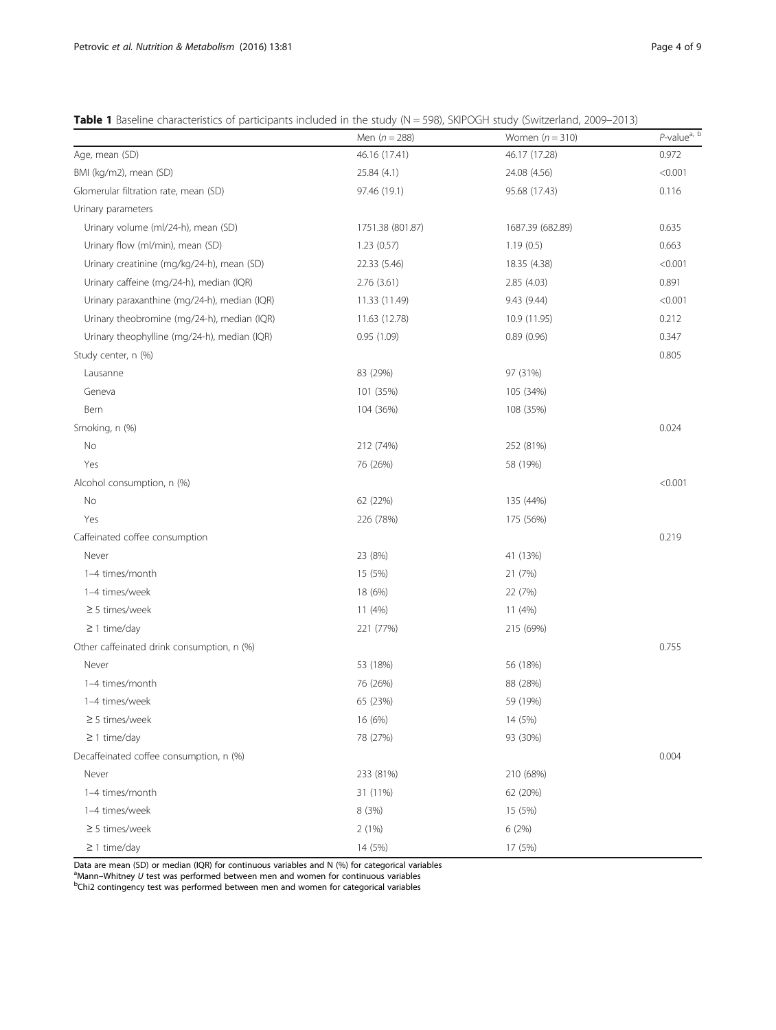**Table 1** Baseline characteristics of participants included in the study (N = 598), SKIPOGH study (Switzerland, 2009–2013)

| | Men (*n* = 288) | Women (*n* = 310) | *P*-value[a, b] |
|---|---|---|---|
| Age, mean (SD) | 46.16 (17.41) | 46.17 (17.28) | 0.972 |
| BMI (kg/m2), mean (SD) | 25.84 (4.1) | 24.08 (4.56) | <0.001 |
| Glomerular filtration rate, mean (SD) | 97.46 (19.1) | 95.68 (17.43) | 0.116 |
| Urinary parameters | | | |
| Urinary volume (ml/24-h), mean (SD) | 1751.38 (801.87) | 1687.39 (682.89) | 0.635 |
| Urinary flow (ml/min), mean (SD) | 1.23 (0.57) | 1.19 (0.5) | 0.663 |
| Urinary creatinine (mg/kg/24-h), mean (SD) | 22.33 (5.46) | 18.35 (4.38) | <0.001 |
| Urinary caffeine (mg/24-h), median (IQR) | 2.76 (3.61) | 2.85 (4.03) | 0.891 |
| Urinary paraxanthine (mg/24-h), median (IQR) | 11.33 (11.49) | 9.43 (9.44) | <0.001 |
| Urinary theobromine (mg/24-h), median (IQR) | 11.63 (12.78) | 10.9 (11.95) | 0.212 |
| Urinary theophylline (mg/24-h), median (IQR) | 0.95 (1.09) | 0.89 (0.96) | 0.347 |
| Study center, n (%) | | | 0.805 |
| Lausanne | 83 (29%) | 97 (31%) | |
| Geneva | 101 (35%) | 105 (34%) | |
| Bern | 104 (36%) | 108 (35%) | |
| Smoking, n (%) | | | 0.024 |
| No | 212 (74%) | 252 (81%) | |
| Yes | 76 (26%) | 58 (19%) | |
| Alcohol consumption, n (%) | | | <0.001 |
| No | 62 (22%) | 135 (44%) | |
| Yes | 226 (78%) | 175 (56%) | |
| Caffeinated coffee consumption | | | 0.219 |
| Never | 23 (8%) | 41 (13%) | |
| 1–4 times/month | 15 (5%) | 21 (7%) | |
| 1–4 times/week | 18 (6%) | 22 (7%) | |
| ≥ 5 times/week | 11 (4%) | 11 (4%) | |
| ≥ 1 time/day | 221 (77%) | 215 (69%) | |
| Other caffeinated drink consumption, n (%) | | | 0.755 |
| Never | 53 (18%) | 56 (18%) | |
| 1–4 times/month | 76 (26%) | 88 (28%) | |
| 1–4 times/week | 65 (23%) | 59 (19%) | |
| ≥ 5 times/week | 16 (6%) | 14 (5%) | |
| ≥ 1 time/day | 78 (27%) | 93 (30%) | |
| Decaffeinated coffee consumption, n (%) | | | 0.004 |
| Never | 233 (81%) | 210 (68%) | |
| 1–4 times/month | 31 (11%) | 62 (20%) | |
| 1–4 times/week | 8 (3%) | 15 (5%) | |
| ≥ 5 times/week | 2 (1%) | 6 (2%) | |
| ≥ 1 time/day | 14 (5%) | 17 (5%) | |

Data are mean (SD) or median (IQR) for continuous variables and N (%) for categorical variables

[a]Mann–Whitney *U* test was performed between men and women for continuous variables

[b]Chi2 contingency test was performed between men and women for categorical variables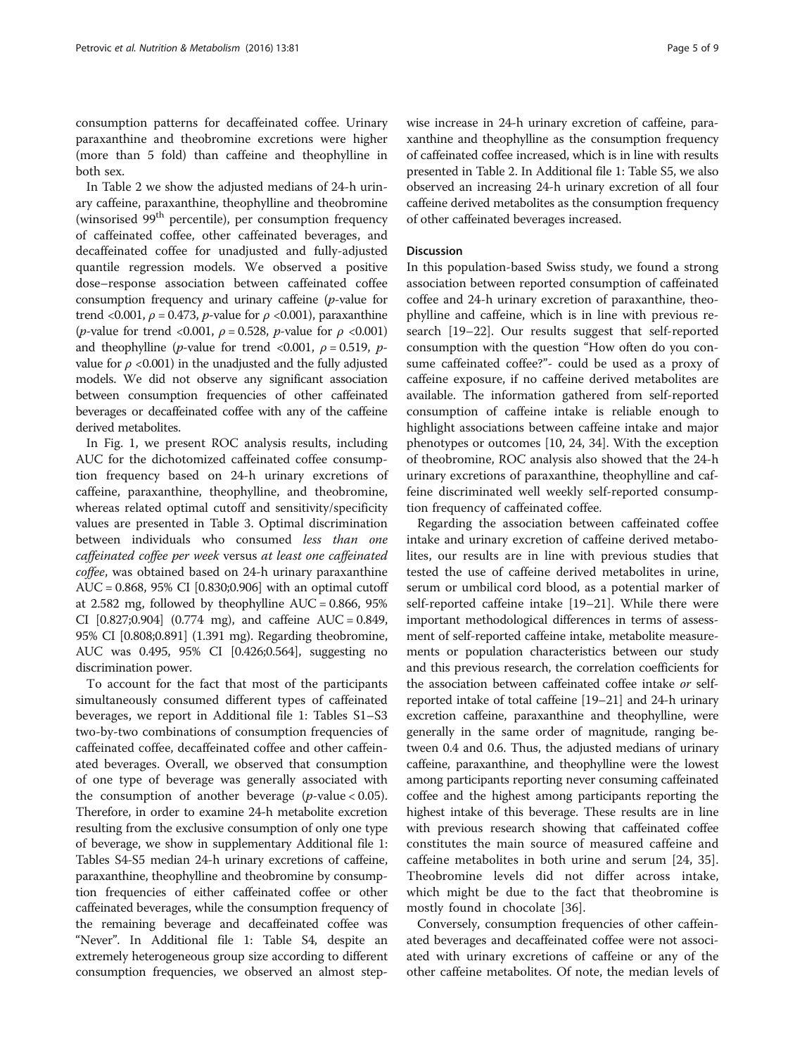consumption patterns for decaffeinated coffee. Urinary paraxanthine and theobromine excretions were higher (more than 5 fold) than caffeine and theophylline in both sex.

In Table 2 we show the adjusted medians of 24-h urinary caffeine, paraxanthine, theophylline and theobromine (winsorised 99[th] percentile), per consumption frequency of caffeinated coffee, other caffeinated beverages, and decaffeinated coffee for unadjusted and fully-adjusted quantile regression models. We observed a positive dose–response association between caffeinated coffee consumption frequency and urinary caffeine ($p$-value for trend <0.001, $\rho = 0.473$, $p$-value for $\rho$ <0.001), paraxanthine ($p$-value for trend <0.001, $\rho = 0.528$, $p$-value for $\rho$ <0.001) and theophylline ($p$-value for trend <0.001, $\rho = 0.519$, $p$-value for $\rho$ <0.001) in the unadjusted and the fully adjusted models. We did not observe any significant association between consumption frequencies of other caffeinated beverages or decaffeinated coffee with any of the caffeine derived metabolites.

In Fig. 1, we present ROC analysis results, including AUC for the dichotomized caffeinated coffee consumption frequency based on 24-h urinary excretions of caffeine, paraxanthine, theophylline, and theobromine, whereas related optimal cutoff and sensitivity/specificity values are presented in Table 3. Optimal discrimination between individuals who consumed *less than one caffeinated coffee per week* versus *at least one caffeinated coffee*, was obtained based on 24-h urinary paraxanthine AUC = 0.868, 95% CI [0.830;0.906] with an optimal cutoff at 2.582 mg, followed by theophylline AUC = 0.866, 95% CI [0.827;0.904] (0.774 mg), and caffeine AUC = 0.849, 95% CI [0.808;0.891] (1.391 mg). Regarding theobromine, AUC was 0.495, 95% CI [0.426;0.564], suggesting no discrimination power.

To account for the fact that most of the participants simultaneously consumed different types of caffeinated beverages, we report in Additional file 1: Tables S1–S3 two-by-two combinations of consumption frequencies of caffeinated coffee, decaffeinated coffee and other caffeinated beverages. Overall, we observed that consumption of one type of beverage was generally associated with the consumption of another beverage ($p$-value < 0.05). Therefore, in order to examine 24-h metabolite excretion resulting from the exclusive consumption of only one type of beverage, we show in supplementary Additional file 1: Tables S4-S5 median 24-h urinary excretions of caffeine, paraxanthine, theophylline and theobromine by consumption frequencies of either caffeinated coffee or other caffeinated beverages, while the consumption frequency of the remaining beverage and decaffeinated coffee was "Never". In Additional file 1: Table S4, despite an extremely heterogeneous group size according to different consumption frequencies, we observed an almost step-wise increase in 24-h urinary excretion of caffeine, paraxanthine and theophylline as the consumption frequency of caffeinated coffee increased, which is in line with results presented in Table 2. In Additional file 1: Table S5, we also observed an increasing 24-h urinary excretion of all four caffeine derived metabolites as the consumption frequency of other caffeinated beverages increased.

## Discussion

In this population-based Swiss study, we found a strong association between reported consumption of caffeinated coffee and 24-h urinary excretion of paraxanthine, theophylline and caffeine, which is in line with previous research [19–22]. Our results suggest that self-reported consumption with the question "How often do you consume caffeinated coffee?"- could be used as a proxy of caffeine exposure, if no caffeine derived metabolites are available. The information gathered from self-reported consumption of caffeine intake is reliable enough to highlight associations between caffeine intake and major phenotypes or outcomes [10, 24, 34]. With the exception of theobromine, ROC analysis also showed that the 24-h urinary excretions of paraxanthine, theophylline and caffeine discriminated well weekly self-reported consumption frequency of caffeinated coffee.

Regarding the association between caffeinated coffee intake and urinary excretion of caffeine derived metabolites, our results are in line with previous studies that tested the use of caffeine derived metabolites in urine, serum or umbilical cord blood, as a potential marker of self-reported caffeine intake [19–21]. While there were important methodological differences in terms of assessment of self-reported caffeine intake, metabolite measurements or population characteristics between our study and this previous research, the correlation coefficients for the association between caffeinated coffee intake *or* self-reported intake of total caffeine [19–21] and 24-h urinary excretion caffeine, paraxanthine and theophylline, were generally in the same order of magnitude, ranging between 0.4 and 0.6. Thus, the adjusted medians of urinary caffeine, paraxanthine, and theophylline were the lowest among participants reporting never consuming caffeinated coffee and the highest among participants reporting the highest intake of this beverage. These results are in line with previous research showing that caffeinated coffee constitutes the main source of measured caffeine and caffeine metabolites in both urine and serum [24, 35]. Theobromine levels did not differ across intake, which might be due to the fact that theobromine is mostly found in chocolate [36].

Conversely, consumption frequencies of other caffeinated beverages and decaffeinated coffee were not associated with urinary excretions of caffeine or any of the other caffeine metabolites. Of note, the median levels of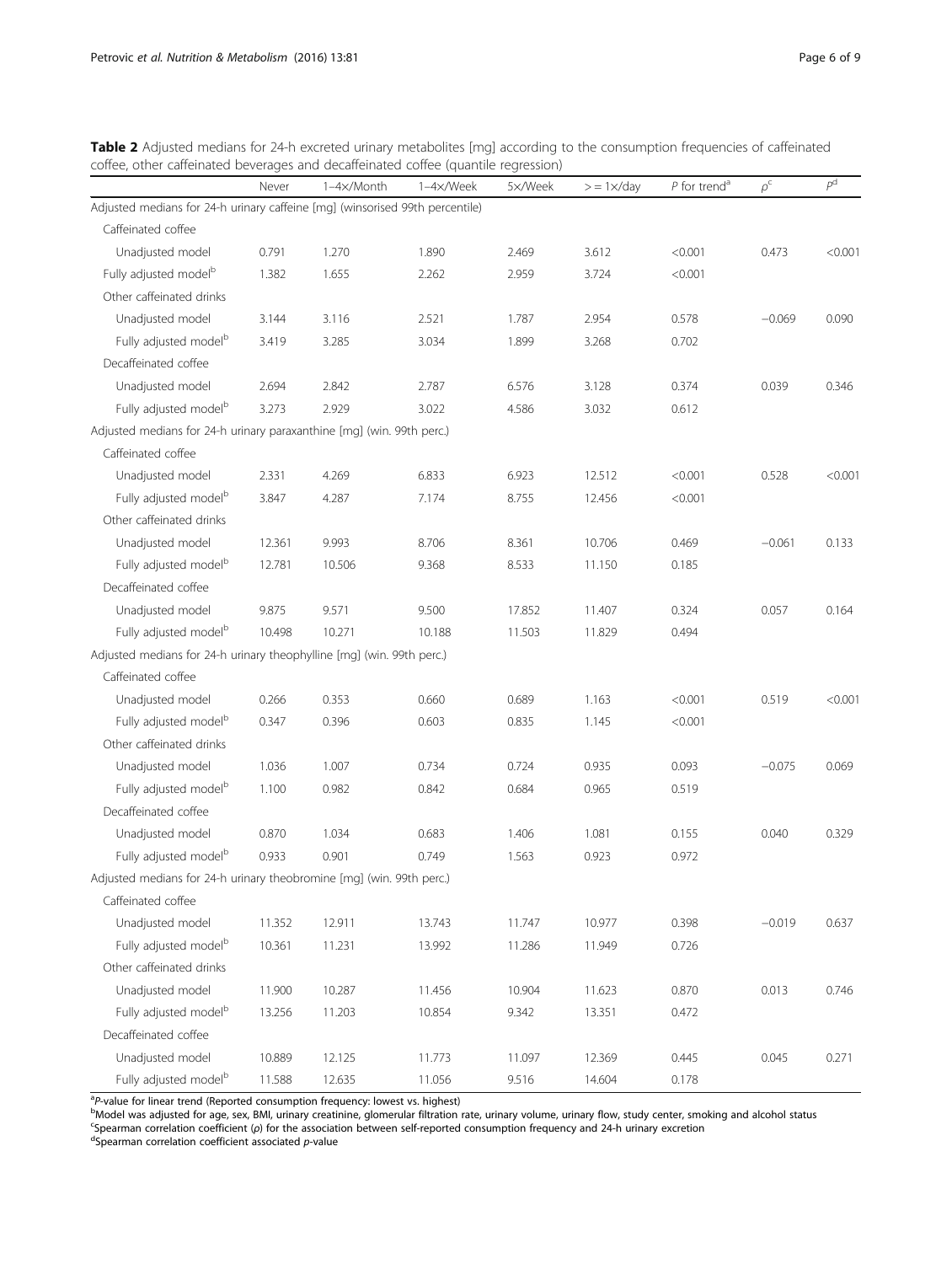**Table 2** Adjusted medians for 24-h excreted urinary metabolites [mg] according to the consumption frequencies of caffeinated coffee, other caffeinated beverages and decaffeinated coffee (quantile regression)

| | Never | 1–4×/Month | 1–4×/Week | 5×/Week | > = 1×/day | *P* for trend[a] | $\rho$[c] | *P*[d] |
|---|---|---|---|---|---|---|---|---|
| Adjusted medians for 24-h urinary caffeine [mg] (winsorised 99th percentile) | | | | | | | | |
| Caffeinated coffee | | | | | | | | |
| Unadjusted model | 0.791 | 1.270 | 1.890 | 2.469 | 3.612 | <0.001 | 0.473 | <0.001 |
| Fully adjusted model[b] | 1.382 | 1.655 | 2.262 | 2.959 | 3.724 | <0.001 | | |
| Other caffeinated drinks | | | | | | | | |
| Unadjusted model | 3.144 | 3.116 | 2.521 | 1.787 | 2.954 | 0.578 | −0.069 | 0.090 |
| Fully adjusted model[b] | 3.419 | 3.285 | 3.034 | 1.899 | 3.268 | 0.702 | | |
| Decaffeinated coffee | | | | | | | | |
| Unadjusted model | 2.694 | 2.842 | 2.787 | 6.576 | 3.128 | 0.374 | 0.039 | 0.346 |
| Fully adjusted model[b] | 3.273 | 2.929 | 3.022 | 4.586 | 3.032 | 0.612 | | |
| Adjusted medians for 24-h urinary paraxanthine [mg] (win. 99th perc.) | | | | | | | | |
| Caffeinated coffee | | | | | | | | |
| Unadjusted model | 2.331 | 4.269 | 6.833 | 6.923 | 12.512 | <0.001 | 0.528 | <0.001 |
| Fully adjusted model[b] | 3.847 | 4.287 | 7.174 | 8.755 | 12.456 | <0.001 | | |
| Other caffeinated drinks | | | | | | | | |
| Unadjusted model | 12.361 | 9.993 | 8.706 | 8.361 | 10.706 | 0.469 | −0.061 | 0.133 |
| Fully adjusted model[b] | 12.781 | 10.506 | 9.368 | 8.533 | 11.150 | 0.185 | | |
| Decaffeinated coffee | | | | | | | | |
| Unadjusted model | 9.875 | 9.571 | 9.500 | 17.852 | 11.407 | 0.324 | 0.057 | 0.164 |
| Fully adjusted model[b] | 10.498 | 10.271 | 10.188 | 11.503 | 11.829 | 0.494 | | |
| Adjusted medians for 24-h urinary theophylline [mg] (win. 99th perc.) | | | | | | | | |
| Caffeinated coffee | | | | | | | | |
| Unadjusted model | 0.266 | 0.353 | 0.660 | 0.689 | 1.163 | <0.001 | 0.519 | <0.001 |
| Fully adjusted model[b] | 0.347 | 0.396 | 0.603 | 0.835 | 1.145 | <0.001 | | |
| Other caffeinated drinks | | | | | | | | |
| Unadjusted model | 1.036 | 1.007 | 0.734 | 0.724 | 0.935 | 0.093 | −0.075 | 0.069 |
| Fully adjusted model[b] | 1.100 | 0.982 | 0.842 | 0.684 | 0.965 | 0.519 | | |
| Decaffeinated coffee | | | | | | | | |
| Unadjusted model | 0.870 | 1.034 | 0.683 | 1.406 | 1.081 | 0.155 | 0.040 | 0.329 |
| Fully adjusted model[b] | 0.933 | 0.901 | 0.749 | 1.563 | 0.923 | 0.972 | | |
| Adjusted medians for 24-h urinary theobromine [mg] (win. 99th perc.) | | | | | | | | |
| Caffeinated coffee | | | | | | | | |
| Unadjusted model | 11.352 | 12.911 | 13.743 | 11.747 | 10.977 | 0.398 | −0.019 | 0.637 |
| Fully adjusted model[b] | 10.361 | 11.231 | 13.992 | 11.286 | 11.949 | 0.726 | | |
| Other caffeinated drinks | | | | | | | | |
| Unadjusted model | 11.900 | 10.287 | 11.456 | 10.904 | 11.623 | 0.870 | 0.013 | 0.746 |
| Fully adjusted model[b] | 13.256 | 11.203 | 10.854 | 9.342 | 13.351 | 0.472 | | |
| Decaffeinated coffee | | | | | | | | |
| Unadjusted model | 10.889 | 12.125 | 11.773 | 11.097 | 12.369 | 0.445 | 0.045 | 0.271 |
| Fully adjusted model[b] | 11.588 | 12.635 | 11.056 | 9.516 | 14.604 | 0.178 | | |

[a] *P*-value for linear trend (Reported consumption frequency: lowest vs. highest)
[b] Model was adjusted for age, sex, BMI, urinary creatinine, glomerular filtration rate, urinary volume, urinary flow, study center, smoking and alcohol status
[c] Spearman correlation coefficient ($\rho$) for the association between self-reported consumption frequency and 24-h urinary excretion
[d] Spearman correlation coefficient associated *p*-value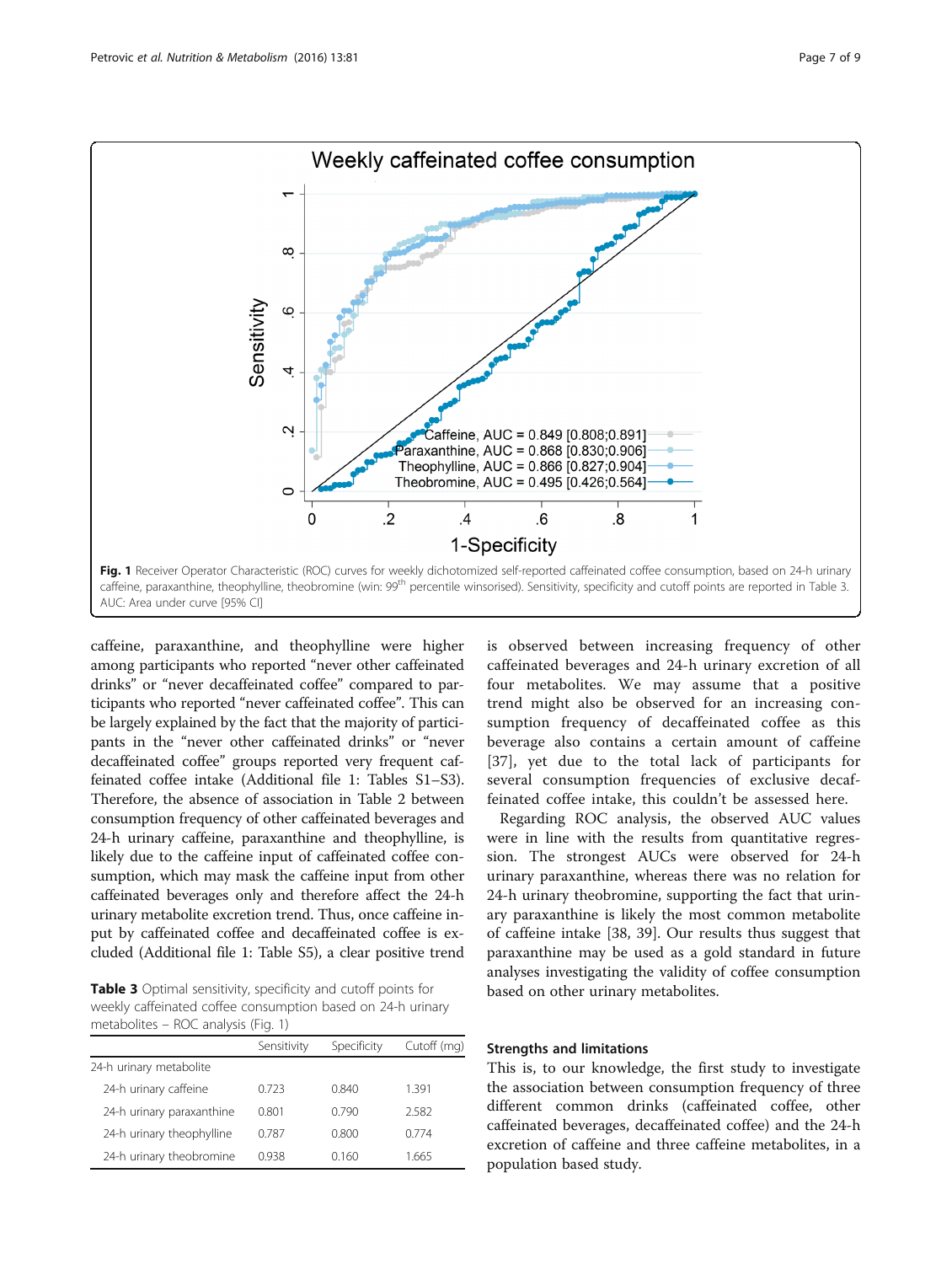Fig. 1 Receiver Operator Characteristic (ROC) curves for weekly dichotomized self-reported caffeinated coffee consumption, based on 24-h urinary caffeine, paraxanthine, theophylline, theobromine (win: 99[th] percentile winsorised). Sensitivity, specificity and cutoff points are reported in Table 3. AUC: Area under curve [95% CI]

caffeine, paraxanthine, and theophylline were higher among participants who reported "never other caffeinated drinks" or "never decaffeinated coffee" compared to participants who reported "never caffeinated coffee". This can be largely explained by the fact that the majority of participants in the "never other caffeinated drinks" or "never decaffeinated coffee" groups reported very frequent caffeinated coffee intake (Additional file 1: Tables S1–S3). Therefore, the absence of association in Table 2 between consumption frequency of other caffeinated beverages and 24-h urinary caffeine, paraxanthine and theophylline, is likely due to the caffeine input of caffeinated coffee consumption, which may mask the caffeine input from other caffeinated beverages only and therefore affect the 24-h urinary metabolite excretion trend. Thus, once caffeine input by caffeinated coffee and decaffeinated coffee is excluded (Additional file 1: Table S5), a clear positive trend is observed between increasing frequency of other caffeinated beverages and 24-h urinary excretion of all four metabolites. We may assume that a positive trend might also be observed for an increasing consumption frequency of decaffeinated coffee as this beverage also contains a certain amount of caffeine [37], yet due to the total lack of participants for several consumption frequencies of exclusive decaffeinated coffee intake, this couldn't be assessed here.

**Table 3** Optimal sensitivity, specificity and cutoff points for weekly caffeinated coffee consumption based on 24-h urinary metabolites – ROC analysis (Fig. 1)

| | Sensitivity | Specificity | Cutoff (mg) |
|---|---|---|---|
| 24-h urinary metabolite | | | |
| 24-h urinary caffeine | 0.723 | 0.840 | 1.391 |
| 24-h urinary paraxanthine | 0.801 | 0.790 | 2.582 |
| 24-h urinary theophylline | 0.787 | 0.800 | 0.774 |
| 24-h urinary theobromine | 0.938 | 0.160 | 1.665 |

Regarding ROC analysis, the observed AUC values were in line with the results from quantitative regression. The strongest AUCs were observed for 24-h urinary paraxanthine, whereas there was no relation for 24-h urinary theobromine, supporting the fact that urinary paraxanthine is likely the most common metabolite of caffeine intake [38, 39]. Our results thus suggest that paraxanthine may be used as a gold standard in future analyses investigating the validity of coffee consumption based on other urinary metabolites.

### Strengths and limitations

This is, to our knowledge, the first study to investigate the association between consumption frequency of three different common drinks (caffeinated coffee, other caffeinated beverages, decaffeinated coffee) and the 24-h excretion of caffeine and three caffeine metabolites, in a population based study.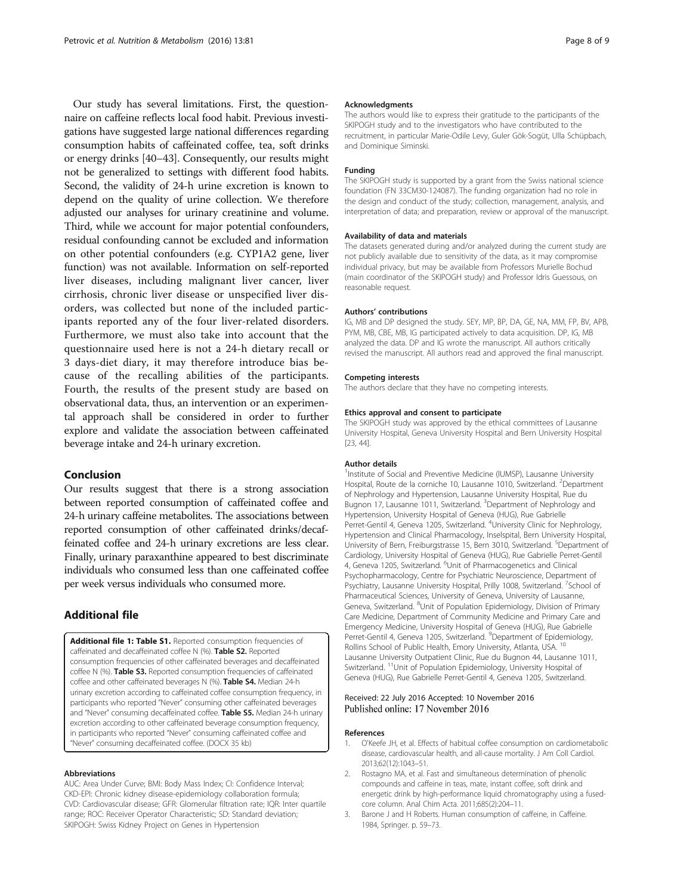Our study has several limitations. First, the questionnaire on caffeine reflects local food habit. Previous investigations have suggested large national differences regarding consumption habits of caffeinated coffee, tea, soft drinks or energy drinks [40–43]. Consequently, our results might not be generalized to settings with different food habits. Second, the validity of 24-h urine excretion is known to depend on the quality of urine collection. We therefore adjusted our analyses for urinary creatinine and volume. Third, while we account for major potential confounders, residual confounding cannot be excluded and information on other potential confounders (e.g. CYP1A2 gene, liver function) was not available. Information on self-reported liver diseases, including malignant liver cancer, liver cirrhosis, chronic liver disease or unspecified liver disorders, was collected but none of the included participants reported any of the four liver-related disorders. Furthermore, we must also take into account that the questionnaire used here is not a 24-h dietary recall or 3 days-diet diary, it may therefore introduce bias because of the recalling abilities of the participants. Fourth, the results of the present study are based on observational data, thus, an intervention or an experimental approach shall be considered in order to further explore and validate the association between caffeinated beverage intake and 24-h urinary excretion.

## Conclusion

Our results suggest that there is a strong association between reported consumption of caffeinated coffee and 24-h urinary caffeine metabolites. The associations between reported consumption of other caffeinated drinks/decaffeinated coffee and 24-h urinary excretions are less clear. Finally, urinary paraxanthine appeared to best discriminate individuals who consumed less than one caffeinated coffee per week versus individuals who consumed more.

## Additional file

**Additional file 1: Table S1.** Reported consumption frequencies of caffeinated and decaffeinated coffee N (%). **Table S2.** Reported consumption frequencies of other caffeinated beverages and decaffeinated coffee N (%). **Table S3.** Reported consumption frequencies of caffeinated coffee and other caffeinated beverages N (%). **Table S4.** Median 24-h urinary excretion according to caffeinated coffee consumption frequency, in participants who reported "Never" consuming other caffeinated beverages and "Never" consuming decaffeinated coffee. **Table S5.** Median 24-h urinary excretion according to other caffeinated beverage consumption frequency, in participants who reported "Never" consuming caffeinated coffee and "Never" consuming decaffeinated coffee. (DOCX 35 kb)

#### Abbreviations

AUC: Area Under Curve; BMI: Body Mass Index; CI: Confidence Interval; CKD-EPI: Chronic kidney disease-epidemiology collaboration formula; CVD: Cardiovascular disease; GFR: Glomerular filtration rate; IQR: Inter quartile range; ROC: Receiver Operator Characteristic; SD: Standard deviation; SKIPOGH: Swiss Kidney Project on Genes in Hypertension

#### Acknowledgments

The authors would like to express their gratitude to the participants of the SKIPOGH study and to the investigators who have contributed to the recruitment, in particular Marie-Odile Levy, Guler Gök-Sogüt, Ulla Schüpbach, and Dominique Siminski.

#### Funding

The SKIPOGH study is supported by a grant from the Swiss national science foundation (FN 33CM30-124087). The funding organization had no role in the design and conduct of the study; collection, management, analysis, and interpretation of data; and preparation, review or approval of the manuscript.

#### Availability of data and materials

The datasets generated during and/or analyzed during the current study are not publicly available due to sensitivity of the data, as it may compromise individual privacy, but may be available from Professors Murielle Bochud (main coordinator of the SKIPOGH study) and Professor Idris Guessous, on reasonable request.

#### Authors' contributions

IG, MB and DP designed the study. SEY, MP, BP, DA, GE, NA, MM, FP, BV, APB, PYM, MB, CBE, MB, IG participated actively to data acquisition. DP, IG, MB analyzed the data. DP and IG wrote the manuscript. All authors critically revised the manuscript. All authors read and approved the final manuscript.

#### Competing interests

The authors declare that they have no competing interests.

#### Ethics approval and consent to participate

The SKIPOGH study was approved by the ethical committees of Lausanne University Hospital, Geneva University Hospital and Bern University Hospital [23, 44].

#### Author details

[1]Institute of Social and Preventive Medicine (IUMSP), Lausanne University Hospital, Route de la corniche 10, Lausanne 1010, Switzerland. [2]Department of Nephrology and Hypertension, Lausanne University Hospital, Rue du Bugnon 17, Lausanne 1011, Switzerland. [3]Department of Nephrology and Hypertension, University Hospital of Geneva (HUG), Rue Gabrielle Perret-Gentil 4, Geneva 1205, Switzerland. [4]University Clinic for Nephrology, Hypertension and Clinical Pharmacology, Inselspital, Bern University Hospital, University of Bern, Freiburgstrasse 15, Bern 3010, Switzerland. [5]Department of Cardiology, University Hospital of Geneva (HUG), Rue Gabrielle Perret-Gentil 4, Geneva 1205, Switzerland. [6]Unit of Pharmacogenetics and Clinical Psychopharmacology, Centre for Psychiatric Neuroscience, Department of Psychiatry, Lausanne University Hospital, Prilly 1008, Switzerland. [7]School of Pharmaceutical Sciences, University of Geneva, University of Lausanne, Geneva, Switzerland. [8]Unit of Population Epidemiology, Division of Primary Care Medicine, Department of Community Medicine and Primary Care and Emergency Medicine, University Hospital of Geneva (HUG), Rue Gabrielle Perret-Gentil 4, Geneva 1205, Switzerland. [9]Department of Epidemiology, Rollins School of Public Health, Emory University, Atlanta, USA. [10]Lausanne University Outpatient Clinic, Rue du Bugnon 44, Lausanne 1011, Switzerland. [11]Unit of Population Epidemiology, University Hospital of Geneva (HUG), Rue Gabrielle Perret-Gentil 4, Geneva 1205, Switzerland.

Received: 22 July 2016 Accepted: 10 November 2016
Published online: 17 November 2016

#### References

1. O'Keefe JH, et al. Effects of habitual coffee consumption on cardiometabolic disease, cardiovascular health, and all-cause mortality. J Am Coll Cardiol. 2013;62(12):1043–51.
2. Rostagno MA, et al. Fast and simultaneous determination of phenolic compounds and caffeine in teas, mate, instant coffee, soft drink and energetic drink by high-performance liquid chromatography using a fused-core column. Anal Chim Acta. 2011;685(2):204–11.
3. Barone J and H Roberts. Human consumption of caffeine, in Caffeine. 1984, Springer. p. 59–73.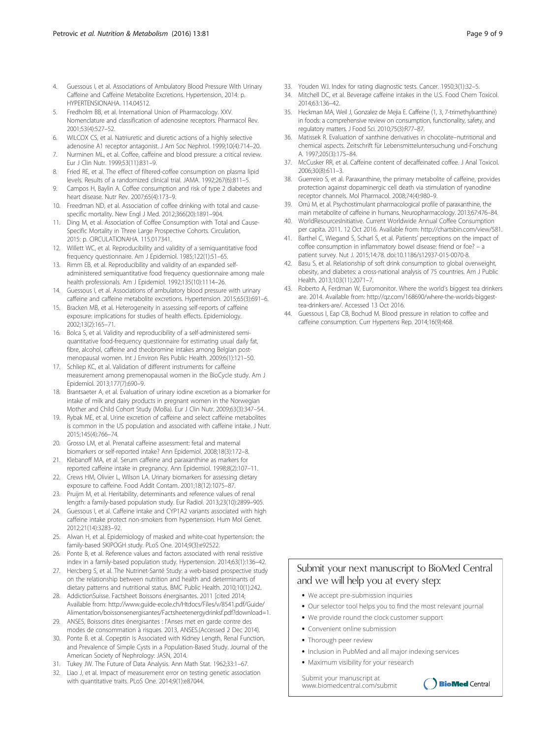4. Guessous I, et al. Associations of Ambulatory Blood Pressure With Urinary Caffeine and Caffeine Metabolite Excretions. Hypertension, 2014: p. HYPERTENSIONAHA. 114.04512.
5. Fredholm BB, et al. International Union of Pharmacology. XXV. Nomenclature and classification of adenosine receptors. Pharmacol Rev. 2001;53(4):527–52.
6. WILCOX CS, et al. Natriuretic and diuretic actions of a highly selective adenosine A1 receptor antagonist. J Am Soc Nephrol. 1999;10(4):714–20.
7. Nurminen ML, et al. Coffee, caffeine and blood pressure: a critical review. Eur J Clin Nutr. 1999;53(11):831–9.
8. Fried RE, et al. The effect of filtered-coffee consumption on plasma lipid levels. Results of a randomized clinical trial. JAMA. 1992;267(6):811–5.
9. Campos H, Baylin A. Coffee consumption and risk of type 2 diabetes and heart disease. Nutr Rev. 2007;65(4):173–9.
10. Freedman ND, et al. Association of coffee drinking with total and cause-specific mortality. New Engl J Med. 2012;366(20):1891–904.
11. Ding M, et al. Association of Coffee Consumption with Total and Cause-Specific Mortality in Three Large Prospective Cohorts. Circulation, 2015: p. CIRCULATIONAHA. 115.017341.
12. Willett WC, et al. Reproducibility and validity of a semiquantitative food frequency questionnaire. Am J Epidemiol. 1985;122(1):51–65.
13. Rimm EB, et al. Reproducibility and validity of an expanded self-administered semiquantitative food frequency questionnaire among male health professionals. Am J Epidemiol. 1992;135(10):1114–26.
14. Guessous I, et al. Associations of ambulatory blood pressure with urinary caffeine and caffeine metabolite excretions. Hypertension. 2015;65(3):691–6.
15. Bracken MB, et al. Heterogeneity in assessing self-reports of caffeine exposure: implications for studies of health effects. Epidemiology. 2002;13(2):165–71.
16. Bolca S, et al. Validity and reproducibility of a self-administered semi-quantitative food-frequency questionnaire for estimating usual daily fat, fibre, alcohol, caffeine and theobromine intakes among Belgian post-menopausal women. Int J Environ Res Public Health. 2009;6(1):121–50.
17. Schliep KC, et al. Validation of different instruments for caffeine measurement among premenopausal women in the BioCycle study. Am J Epidemiol. 2013;177(7):690–9.
18. Brantsaeter A, et al. Evaluation of urinary iodine excretion as a biomarker for intake of milk and dairy products in pregnant women in the Norwegian Mother and Child Cohort Study (MoBa). Eur J Clin Nutr. 2009;63(3):347–54.
19. Rybak ME, et al. Urine excretion of caffeine and select caffeine metabolites is common in the US population and associated with caffeine intake. J Nutr. 2015;145(4):766–74.
20. Grosso LM, et al. Prenatal caffeine assessment: fetal and maternal biomarkers or self-reported intake? Ann Epidemiol. 2008;18(3):172–8.
21. Klebanoff MA, et al. Serum caffeine and paraxanthine as markers for reported caffeine intake in pregnancy. Ann Epidemiol. 1998;8(2):107–11.
22. Crews HM, Olivier L, Wilson LA. Urinary biomarkers for assessing dietary exposure to caffeine. Food Addit Contam. 2001;18(12):1075–87.
23. Pruijm M, et al. Heritability, determinants and reference values of renal length: a family-based population study. Eur Radiol. 2013;23(10):2899–905.
24. Guessous I, et al. Caffeine intake and CYP1A2 variants associated with high caffeine intake protect non-smokers from hypertension. Hum Mol Genet. 2012;21(14):3283–92.
25. Alwan H, et al. Epidemiology of masked and white-coat hypertension: the family-based SKIPOGH study. PLoS One. 2014;9(3):e92522.
26. Ponte B, et al. Reference values and factors associated with renal resistive index in a family-based population study. Hypertension. 2014;63(1):136–42.
27. Hercberg S, et al. The Nutrinet-Santé Study: a web-based prospective study on the relationship between nutrition and health and determinants of dietary patterns and nutritional status. BMC Public Health. 2010;10(1):242.
28. AddictionSuisse. Factsheet Boissons énergisantes. 2011 [cited 2014; Available from: http://www.guide-ecole.ch/Htdocs/Files/v/8541.pdf/Guide/Alimentation/boissonsenergisantes/Factsheetenergydrinksf.pdf?download=1.
29. ANSES, Boissons dites énergisantes : l'Anses met en garde contre des modes de consommation à risques. 2013, ANSES.(Accessed 2 Dec 2014).
30. Ponte B. et al. Copeptin Is Associated with Kidney Length, Renal Function, and Prevalence of Simple Cysts in a Population-Based Study. Journal of the American Society of Nephrology: JASN, 2014.
31. Tukey JW. The Future of Data Analysis. Ann Math Stat. 1962;33:1–67.
32. Liao J, et al. Impact of measurement error on testing genetic association with quantitative traits. PLoS One. 2014;9(1):e87044.
33. Youden WJ. Index for rating diagnostic tests. Cancer. 1950;3(1):32–5.
34. Mitchell DC, et al. Beverage caffeine intakes in the U.S. Food Chem Toxicol. 2014;63:136–42.
35. Heckman MA, Weil J, Gonzalez de Mejia E. Caffeine (1, 3, 7-trimethylxanthine) in foods: a comprehensive review on consumption, functionality, safety, and regulatory matters. J Food Sci. 2010;75(3):R77–87.
36. Matissek R. Evaluation of xanthine derivatives in chocolate–nutritional and chemical aspects. Zeitschrift für Lebensmitteluntersuchung und-Forschung A. 1997;205(3):175–84.
37. McCusker RR, et al. Caffeine content of decaffeinated coffee. J Anal Toxicol. 2006;30(8):611–3.
38. Guerreiro S, et al. Paraxanthine, the primary metabolite of caffeine, provides protection against dopaminergic cell death via stimulation of ryanodine receptor channels. Mol Pharmacol. 2008;74(4):980–9.
39. Orrú M, et al. Psychostimulant pharmacological profile of paraxanthine, the main metabolite of caffeine in humans. Neuropharmacology. 2013;67:476–84.
40. WorldResourcesInitiative. Current Worldwide Annual Coffee Consumption per capita. 2011. 12 Oct 2016. Available from: http://chartsbin.com/view/581.
41. Barthel C, Wiegand S, Scharl S, et al. Patients' perceptions on the impact of coffee consumption in inflammatory bowel disease: friend or foe? – a patient survey. Nut J. 2015;14:78. doi:10.1186/s12937-015-0070-8.
42. Basu S, et al. Relationship of soft drink consumption to global overweight, obesity, and diabetes: a cross-national analysis of 75 countries. Am J Public Health. 2013;103(11):2071–7.
43. Roberto A, Ferdman W, Euromonitor. Where the world's biggest tea drinkers are. 2014. Available from: http://qz.com/168690/where-the-worlds-biggest-tea-drinkers-are/. Accessed 13 Oct 2016.
44. Guessous I, Eap CB, Bochud M. Blood pressure in relation to coffee and caffeine consumption. Curr Hypertens Rep. 2014;16(9):468.

Submit your next manuscript to BioMed Central and we will help you at every step:

- We accept pre-submission inquiries
- Our selector tool helps you to find the most relevant journal
- We provide round the clock customer support
- Convenient online submission
- Thorough peer review
- Inclusion in PubMed and all major indexing services
- Maximum visibility for your research

Submit your manuscript at
www.biomedcentral.com/submit

BioMed Central